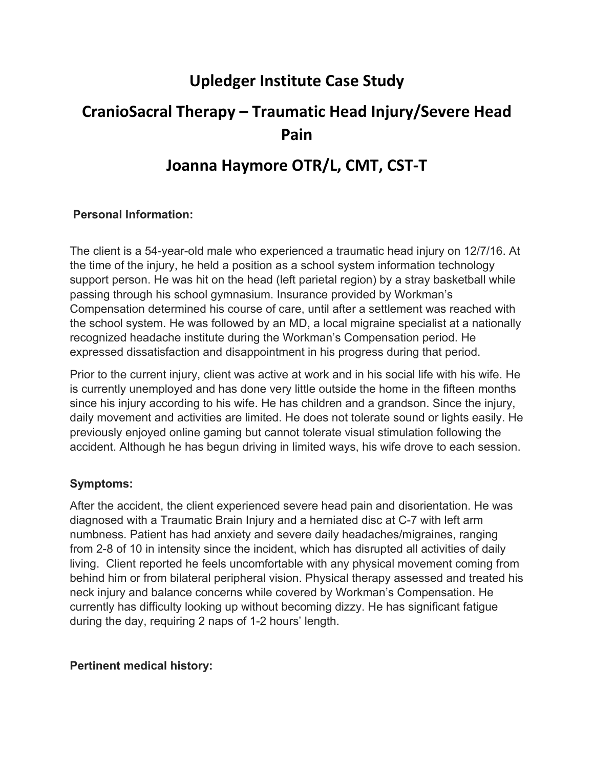# Upledger Institute Case Study

# CranioSacral Therapy – Traumatic Head Injury/Severe Head Pain

# Joanna Haymore OTR/L, CMT, CST-T

**Personal Information:**

The client is a 54-year-old male who experienced a traumatic head injury on 12/7/16. At the time of the injury, he held a position as a school system information technology support person. He was hit on the head (left parietal region) by a stray basketball while passing through his school gymnasium. Insurance provided by Workman's Compensation determined his course of care, until after a settlement was reached with the school system. He was followed by an MD, a local migraine specialist at a nationally recognized headache institute during the Workman's Compensation period. He expressed dissatisfaction and disappointment in his progress during that period.

Prior to the current injury, client was active at work and in his social life with his wife. He is currently unemployed and has done very little outside the home in the fifteen months since his injury according to his wife. He has children and a grandson. Since the injury, daily movement and activities are limited. He does not tolerate sound or lights easily. He previously enjoyed online gaming but cannot tolerate visual stimulation following the accident. Although he has begun driving in limited ways, his wife drove to each session.

**Symptoms:**

After the accident, the client experienced severe head pain and disorientation. He was diagnosed with a Traumatic Brain Injury and a herniated disc at C-7 with left arm numbness. Patient has had anxiety and severe daily headaches/migraines, ranging from 2-8 of 10 in intensity since the incident, which has disrupted all activities of daily living. Client reported he feels uncomfortable with any physical movement coming from behind him or from bilateral peripheral vision. Physical therapy assessed and treated his neck injury and balance concerns while covered by Workman's Compensation. He currently has difficulty looking up without becoming dizzy. He has significant fatigue during the day, requiring 2 naps of 1-2 hours' length.

**Pertinent medical history:**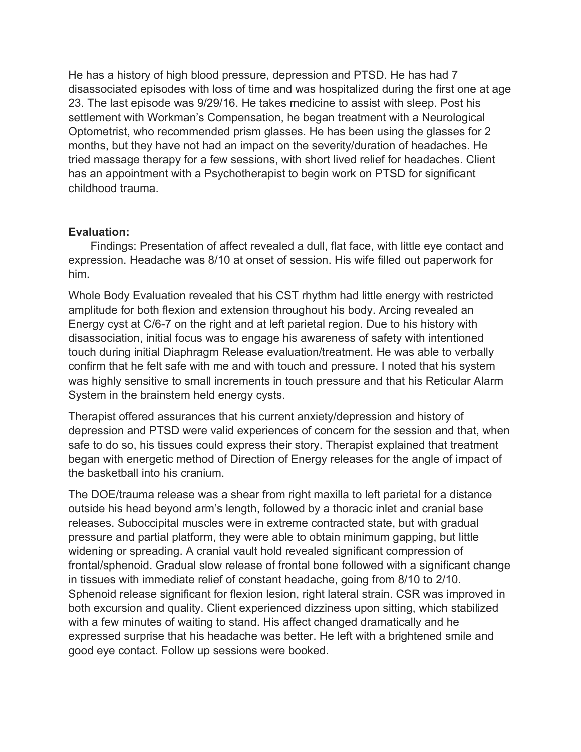He has a history of high blood pressure, depression and PTSD. He has had 7 disassociated episodes with loss of time and was hospitalized during the first one at age 23. The last episode was 9/29/16. He takes medicine to assist with sleep. Post his settlement with Workman's Compensation, he began treatment with a Neurological Optometrist, who recommended prism glasses. He has been using the glasses for 2 months, but they have not had an impact on the severity/duration of headaches. He tried massage therapy for a few sessions, with short lived relief for headaches. Client has an appointment with a Psychotherapist to begin work on PTSD for significant childhood trauma.

**Evaluation:**

Findings: Presentation of affect revealed a dull, flat face, with little eye contact and expression. Headache was 8/10 at onset of session. His wife filled out paperwork for him.

Whole Body Evaluation revealed that his CST rhythm had little energy with restricted amplitude for both flexion and extension throughout his body. Arcing revealed an Energy cyst at C/6-7 on the right and at left parietal region. Due to his history with disassociation, initial focus was to engage his awareness of safety with intentioned touch during initial Diaphragm Release evaluation/treatment. He was able to verbally confirm that he felt safe with me and with touch and pressure. I noted that his system was highly sensitive to small increments in touch pressure and that his Reticular Alarm System in the brainstem held energy cysts.

Therapist offered assurances that his current anxiety/depression and history of depression and PTSD were valid experiences of concern for the session and that, when safe to do so, his tissues could express their story. Therapist explained that treatment began with energetic method of Direction of Energy releases for the angle of impact of the basketball into his cranium.

The DOE/trauma release was a shear from right maxilla to left parietal for a distance outside his head beyond arm's length, followed by a thoracic inlet and cranial base releases. Suboccipital muscles were in extreme contracted state, but with gradual pressure and partial platform, they were able to obtain minimum gapping, but little widening or spreading. A cranial vault hold revealed significant compression of frontal/sphenoid. Gradual slow release of frontal bone followed with a significant change in tissues with immediate relief of constant headache, going from 8/10 to 2/10. Sphenoid release significant for flexion lesion, right lateral strain. CSR was improved in both excursion and quality. Client experienced dizziness upon sitting, which stabilized with a few minutes of waiting to stand. His affect changed dramatically and he expressed surprise that his headache was better. He left with a brightened smile and good eye contact. Follow up sessions were booked.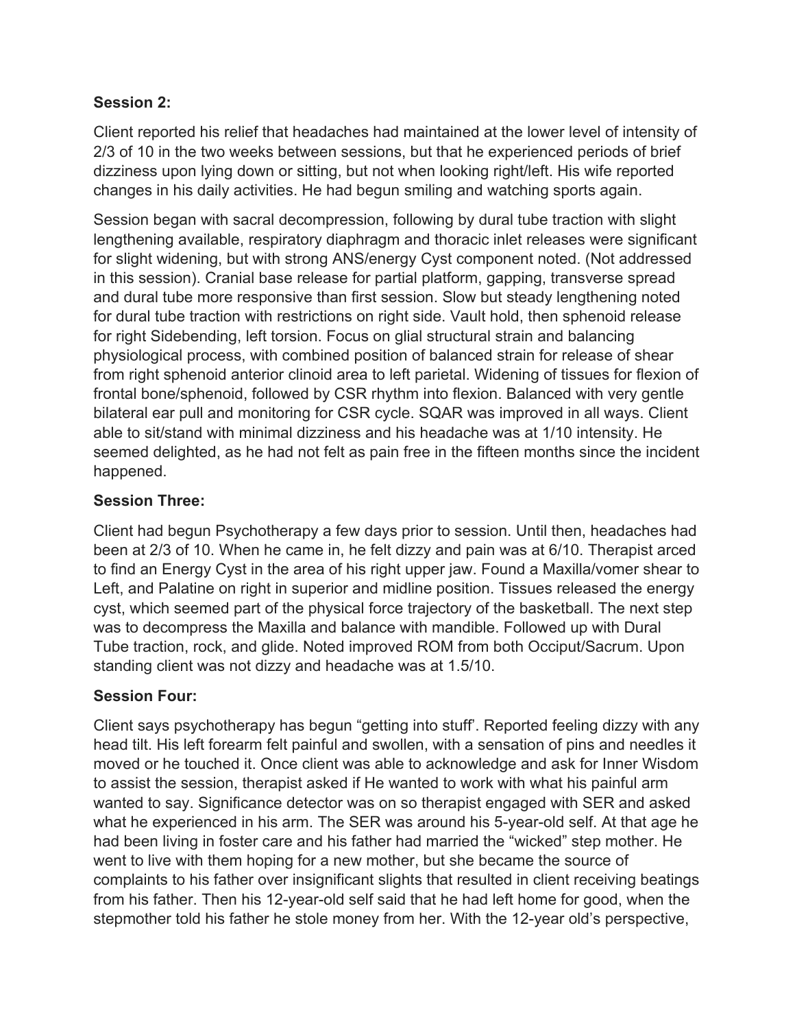**Session 2:**

Client reported his relief that headaches had maintained at the lower level of intensity of 2/3 of 10 in the two weeks between sessions, but that he experienced periods of brief dizziness upon lying down or sitting, but not when looking right/left. His wife reported changes in his daily activities. He had begun smiling and watching sports again.

Session began with sacral decompression, following by dural tube traction with slight lengthening available, respiratory diaphragm and thoracic inlet releases were significant for slight widening, but with strong ANS/energy Cyst component noted. (Not addressed in this session). Cranial base release for partial platform, gapping, transverse spread and dural tube more responsive than first session. Slow but steady lengthening noted for dural tube traction with restrictions on right side. Vault hold, then sphenoid release for right Sidebending, left torsion. Focus on glial structural strain and balancing physiological process, with combined position of balanced strain for release of shear from right sphenoid anterior clinoid area to left parietal. Widening of tissues for flexion of frontal bone/sphenoid, followed by CSR rhythm into flexion. Balanced with very gentle bilateral ear pull and monitoring for CSR cycle. SQAR was improved in all ways. Client able to sit/stand with minimal dizziness and his headache was at 1/10 intensity. He seemed delighted, as he had not felt as pain free in the fifteen months since the incident happened.

**Session Three:**

Client had begun Psychotherapy a few days prior to session. Until then, headaches had been at 2/3 of 10. When he came in, he felt dizzy and pain was at 6/10. Therapist arced to find an Energy Cyst in the area of his right upper jaw. Found a Maxilla/vomer shear to Left, and Palatine on right in superior and midline position. Tissues released the energy cyst, which seemed part of the physical force trajectory of the basketball. The next step was to decompress the Maxilla and balance with mandible. Followed up with Dural Tube traction, rock, and glide. Noted improved ROM from both Occiput/Sacrum. Upon standing client was not dizzy and headache was at 1.5/10.

**Session Four:**

Client says psychotherapy has begun "getting into stuff'. Reported feeling dizzy with any head tilt. His left forearm felt painful and swollen, with a sensation of pins and needles it moved or he touched it. Once client was able to acknowledge and ask for Inner Wisdom to assist the session, therapist asked if He wanted to work with what his painful arm wanted to say. Significance detector was on so therapist engaged with SER and asked what he experienced in his arm. The SER was around his 5-year-old self. At that age he had been living in foster care and his father had married the "wicked" step mother. He went to live with them hoping for a new mother, but she became the source of complaints to his father over insignificant slights that resulted in client receiving beatings from his father. Then his 12-year-old self said that he had left home for good, when the stepmother told his father he stole money from her. With the 12-year old's perspective,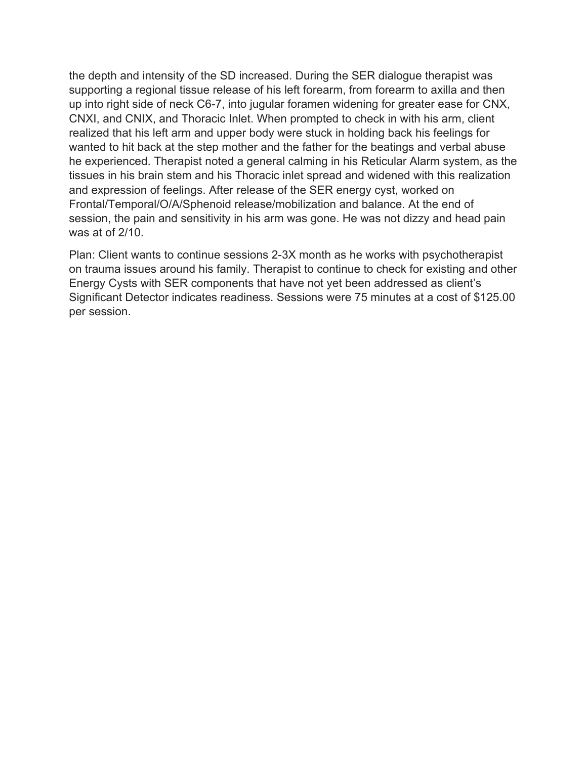the depth and intensity of the SD increased. During the SER dialogue therapist was supporting a regional tissue release of his left forearm, from forearm to axilla and then up into right side of neck C6-7, into jugular foramen widening for greater ease for CNX, CNXI, and CNIX, and Thoracic Inlet. When prompted to check in with his arm, client realized that his left arm and upper body were stuck in holding back his feelings for wanted to hit back at the step mother and the father for the beatings and verbal abuse he experienced. Therapist noted a general calming in his Reticular Alarm system, as the tissues in his brain stem and his Thoracic inlet spread and widened with this realization and expression of feelings. After release of the SER energy cyst, worked on Frontal/Temporal/O/A/Sphenoid release/mobilization and balance. At the end of session, the pain and sensitivity in his arm was gone. He was not dizzy and head pain was at of 2/10.

Plan: Client wants to continue sessions 2-3X month as he works with psychotherapist on trauma issues around his family. Therapist to continue to check for existing and other Energy Cysts with SER components that have not yet been addressed as client's Significant Detector indicates readiness. Sessions were 75 minutes at a cost of $125.00 per session.